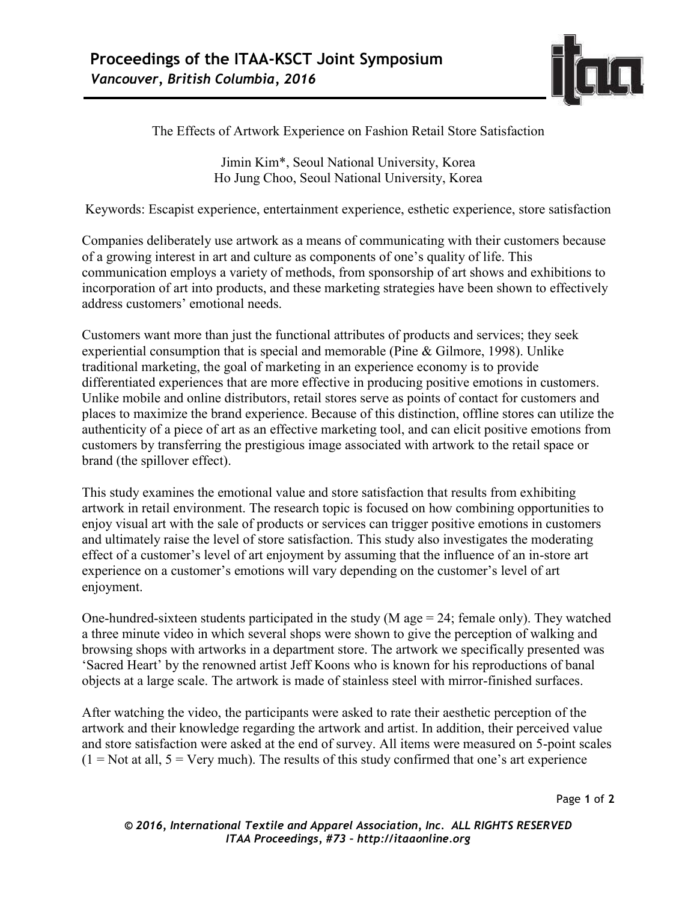# The Effects of Artwork Experience on Fashion Retail Store Satisfaction

Jimin Kim*, Seoul National University, Korea
Ho Jung Choo, Seoul National University, Korea

Keywords: Escapist experience, entertainment experience, esthetic experience, store satisfaction

Companies deliberately use artwork as a means of communicating with their customers because of a growing interest in art and culture as components of one's quality of life. This communication employs a variety of methods, from sponsorship of art shows and exhibitions to incorporation of art into products, and these marketing strategies have been shown to effectively address customers' emotional needs.

Customers want more than just the functional attributes of products and services; they seek experiential consumption that is special and memorable (Pine & Gilmore, 1998). Unlike traditional marketing, the goal of marketing in an experience economy is to provide differentiated experiences that are more effective in producing positive emotions in customers. Unlike mobile and online distributors, retail stores serve as points of contact for customers and places to maximize the brand experience. Because of this distinction, offline stores can utilize the authenticity of a piece of art as an effective marketing tool, and can elicit positive emotions from customers by transferring the prestigious image associated with artwork to the retail space or brand (the spillover effect).

This study examines the emotional value and store satisfaction that results from exhibiting artwork in retail environment. The research topic is focused on how combining opportunities to enjoy visual art with the sale of products or services can trigger positive emotions in customers and ultimately raise the level of store satisfaction. This study also investigates the moderating effect of a customer's level of art enjoyment by assuming that the influence of an in-store art experience on a customer's emotions will vary depending on the customer's level of art enjoyment.

One-hundred-sixteen students participated in the study (M age = 24; female only). They watched a three minute video in which several shops were shown to give the perception of walking and browsing shops with artworks in a department store. The artwork we specifically presented was 'Sacred Heart' by the renowned artist Jeff Koons who is known for his reproductions of banal objects at a large scale. The artwork is made of stainless steel with mirror-finished surfaces.

After watching the video, the participants were asked to rate their aesthetic perception of the artwork and their knowledge regarding the artwork and artist. In addition, their perceived value and store satisfaction were asked at the end of survey. All items were measured on 5-point scales (1 = Not at all, 5 = Very much). The results of this study confirmed that one's art experience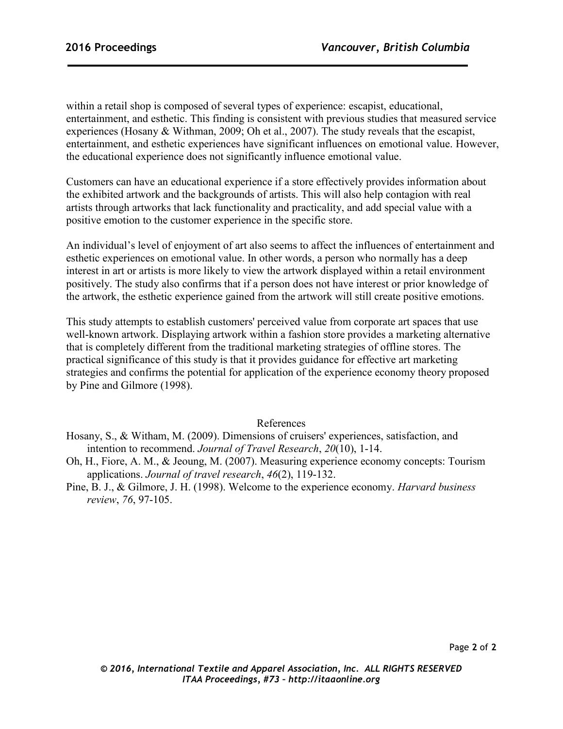within a retail shop is composed of several types of experience: escapist, educational, entertainment, and esthetic. This finding is consistent with previous studies that measured service experiences (Hosany & Withman, 2009; Oh et al., 2007). The study reveals that the escapist, entertainment, and esthetic experiences have significant influences on emotional value. However, the educational experience does not significantly influence emotional value.

Customers can have an educational experience if a store effectively provides information about the exhibited artwork and the backgrounds of artists. This will also help contagion with real artists through artworks that lack functionality and practicality, and add special value with a positive emotion to the customer experience in the specific store.

An individual's level of enjoyment of art also seems to affect the influences of entertainment and esthetic experiences on emotional value. In other words, a person who normally has a deep interest in art or artists is more likely to view the artwork displayed within a retail environment positively. The study also confirms that if a person does not have interest or prior knowledge of the artwork, the esthetic experience gained from the artwork will still create positive emotions.

This study attempts to establish customers' perceived value from corporate art spaces that use well-known artwork. Displaying artwork within a fashion store provides a marketing alternative that is completely different from the traditional marketing strategies of offline stores. The practical significance of this study is that it provides guidance for effective art marketing strategies and confirms the potential for application of the experience economy theory proposed by Pine and Gilmore (1998).

## References

Hosany, S., & Witham, M. (2009). Dimensions of cruisers' experiences, satisfaction, and intention to recommend. *Journal of Travel Research*, *20*(10), 1-14.

Oh, H., Fiore, A. M., & Jeoung, M. (2007). Measuring experience economy concepts: Tourism applications. *Journal of travel research*, *46*(2), 119-132.

Pine, B. J., & Gilmore, J. H. (1998). Welcome to the experience economy. *Harvard business review*, *76*, 97-105.